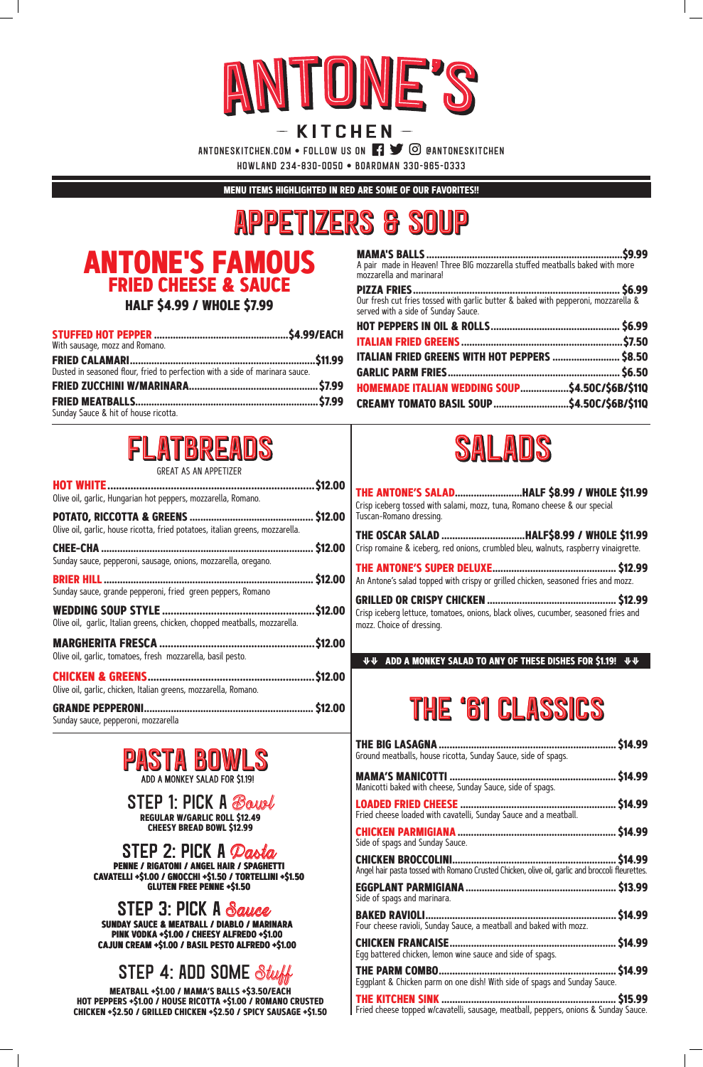# ANTONE'S

## — KITCHEN —

ANTONESKITCHEN.COM • FOLLOW US ON @ANTONESKITCHEN

HOWLAND 234-830-0050 • BOARDMAN 330-965-0333

**MENU ITEMS HIGHLIGHTED IN RED ARE SOME OF OUR FAVORITES!!**

# APPETIZERS & SOUP

## ANTONE'S FAMOUS FRIED CHEESE & SAUCE

**HALF $4.99 / WHOLE $7.99**

**STUFFED HOT PEPPER** ........ $4.99/EACH
With sausage, mozz and Romano.

**FRIED CALAMARI** ........ $11.99
Dusted in seasoned flour, fried to perfection with a side of marinara sauce.

**FRIED ZUCCHINI W/MARINARA** ........ $7.99

**FRIED MEATBALLS** ........ $7.99
Sunday Sauce & hit of house ricotta.

**MAMA'S BALLS** ........ $9.99
A pair made in Heaven! Three BIG mozzarella stuffed meatballs baked with more mozzarella and marinara!

**PIZZA FRIES** ........ $6.99
Our fresh cut fries tossed with garlic butter & baked with pepperoni, mozzarella & served with a side of Sunday Sauce.

**HOT PEPPERS IN OIL & ROLLS** ........ $6.99

**ITALIAN FRIED GREENS** ........ $7.50

**ITALIAN FRIED GREENS WITH HOT PEPPERS** ........ $8.50

**GARLIC PARM FRIES** ........ $6.50

**HOMEMADE ITALIAN WEDDING SOUP** ........ $4.50C/$6B/$11Q

**CREAMY TOMATO BASIL SOUP** ........ $4.50C/$6B/$11Q

# FLATBREADS

GREAT AS AN APPETIZER

**HOT WHITE** ........ $12.00
Olive oil, garlic, Hungarian hot peppers, mozzarella, Romano.

**POTATO, RICCOTTA & GREENS** ........ $12.00
Olive oil, garlic, house ricotta, fried potatoes, italian greens, mozzarella.

**CHEE-CHA** ........ $12.00
Sunday sauce, pepperoni, sausage, onions, mozzarella, oregano.

**BRIER HILL** ........ $12.00
Sunday sauce, grande pepperoni, fried green peppers, Romano

**WEDDING SOUP STYLE** ........ $12.00
Olive oil, garlic, Italian greens, chicken, chopped meatballs, mozzarella.

**MARGHERITA FRESCA** ........ $12.00
Olive oil, garlic, tomatoes, fresh mozzarella, basil pesto.

**CHICKEN & GREENS** ........ $12.00
Olive oil, garlic, chicken, Italian greens, mozzarella, Romano.

**GRANDE PEPPERONI** ........ $12.00
Sunday sauce, pepperoni, mozzarella

# PASTA BOWLS

ADD A MONKEY SALAD FOR $1.19!

## STEP 1: PICK A *Bowl*

**REGULAR W/GARLIC ROLL $12.49**
**CHEESY BREAD BOWL $12.99**

## STEP 2: PICK A *Pasta*

**PENNE / RIGATONI / ANGEL HAIR / SPAGHETTI**
**CAVATELLI +$1.00 / GNOCCHI +$1.50 / TORTELLINI +$1.50**
**GLUTEN FREE PENNE +$1.50**

## STEP 3: PICK A *Sauce*

**SUNDAY SAUCE & MEATBALL / DIABLO / MARINARA**
**PINK VODKA +$1.00 / CHEESY ALFREDO +$1.00**
**CAJUN CREAM +$1.00 / BASIL PESTO ALFREDO +$1.00**

## STEP 4: ADD SOME *Stuff*

**MEATBALL +$1.00 / MAMA'S BALLS +$3.50/EACH**
**HOT PEPPERS +$1.00 / HOUSE RICOTTA +$1.00 / ROMANO CRUSTED CHICKEN +$2.50 / GRILLED CHICKEN +$2.50 / SPICY SAUSAGE +$1.50**

# SALADS

**THE ANTONE'S SALAD** ........ HALF $8.99 / WHOLE $11.99
Crisp iceberg tossed with salami, mozz, tuna, Romano cheese & our special Tuscan-Romano dressing.

**THE OSCAR SALAD** ........ HALF$8.99 / WHOLE $11.99
Crisp romaine & iceberg, red onions, crumbled bleu, walnuts, raspberry vinaigrette.

**THE ANTONE'S SUPER DELUXE** ........ $12.99
An Antone's salad topped with crispy or grilled chicken, seasoned fries and mozz.

**GRILLED OR CRISPY CHICKEN** ........ $12.99
Crisp iceberg lettuce, tomatoes, onions, black olives, cucumber, seasoned fries and mozz. Choice of dressing.

**↓↓ ADD A MONKEY SALAD TO ANY OF THESE DISHES FOR $1.19! ↓↓**

# THE '61 CLASSICS

**THE BIG LASAGNA** ........ $14.99
Ground meatballs, house ricotta, Sunday Sauce, side of spags.

**MAMA'S MANICOTTI** ........ $14.99
Manicotti baked with cheese, Sunday Sauce, side of spags.

**LOADED FRIED CHEESE** ........ $14.99
Fried cheese loaded with cavatelli, Sunday Sauce and a meatball.

**CHICKEN PARMIGIANA** ........ $14.99
Side of spags and Sunday Sauce.

**CHICKEN BROCCOLINI** ........ $14.99
Angel hair pasta tossed with Romano Crusted Chicken, olive oil, garlic and broccoli fleurettes.

**EGGPLANT PARMIGIANA** ........ $13.99
Side of spags and marinara.

**BAKED RAVIOLI** ........ $14.99
Four cheese ravioli, Sunday Sauce, a meatball and baked with mozz.

**CHICKEN FRANCAISE** ........ $14.99
Egg battered chicken, lemon wine sauce and side of spags.

**THE PARM COMBO** ........ $14.99
Eggplant & Chicken parm on one dish! With side of spags and Sunday Sauce.

**THE KITCHEN SINK** ........ $15.99
Fried cheese topped w/cavatelli, sausage, meatball, peppers, onions & Sunday Sauce.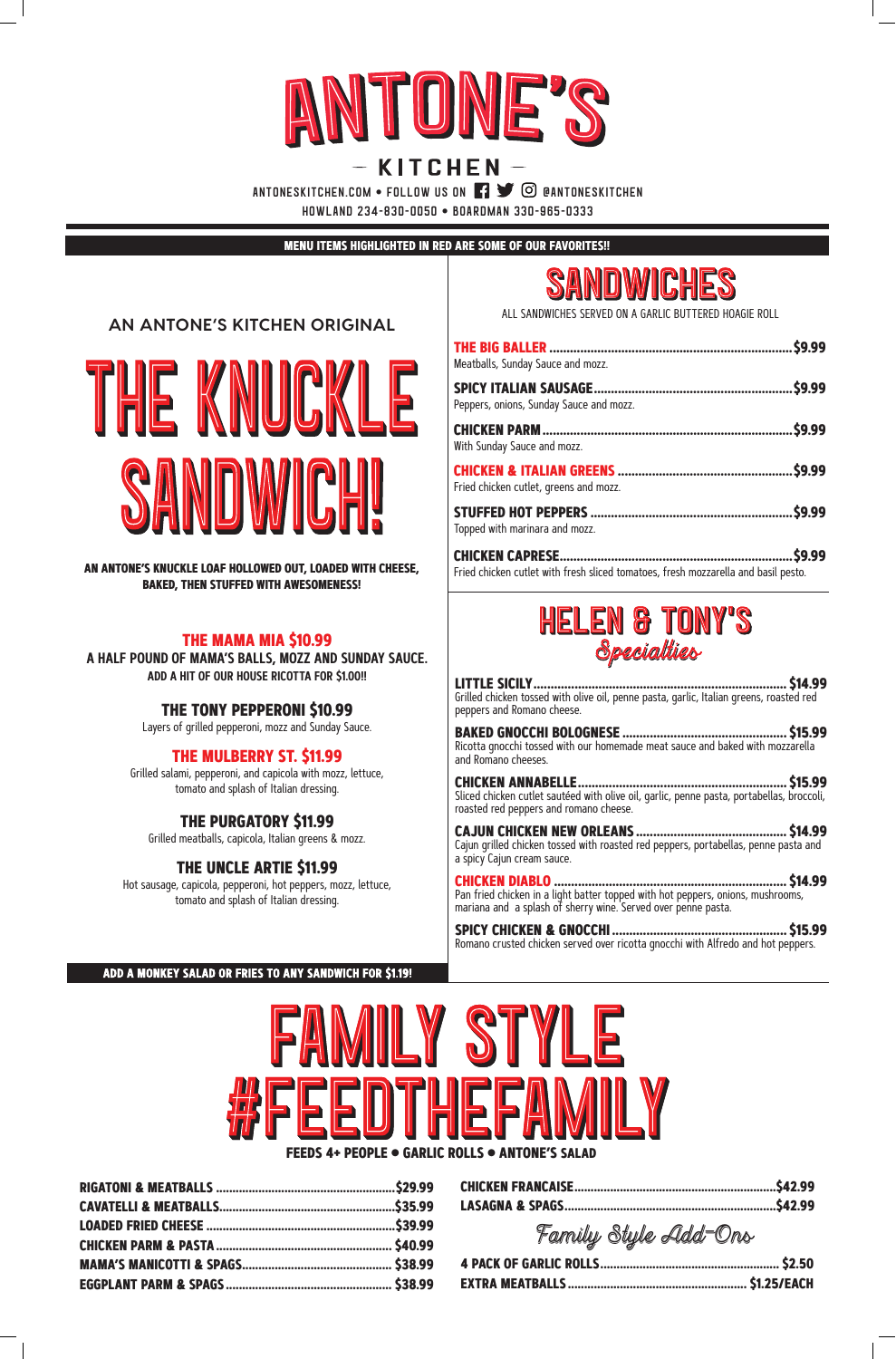# ANTONE'S

## KITCHEN

ANTONESKITCHEN.COM • FOLLOW US ON @ANTONESKITCHEN

HOWLAND 234-830-0050 • BOARDMAN 330-965-0333

**MENU ITEMS HIGHLIGHTED IN RED ARE SOME OF OUR FAVORITES!!**

## AN ANTONE'S KITCHEN ORIGINAL

# THE KNUCKLE SANDWICH!

**AN ANTONE'S KNUCKLE LOAF HOLLOWED OUT, LOADED WITH CHEESE, BAKED, THEN STUFFED WITH AWESOMENESS!**

### THE MAMA MIA $10.99

**A HALF POUND OF MAMA'S BALLS, MOZZ AND SUNDAY SAUCE.**
**ADD A HIT OF OUR HOUSE RICOTTA FOR $1.00!!**

### THE TONY PEPPERONI $10.99

Layers of grilled pepperoni, mozz and Sunday Sauce.

### THE MULBERRY ST. $11.99

Grilled salami, pepperoni, and capicola with mozz, lettuce, tomato and splash of Italian dressing.

### THE PURGATORY $11.99

Grilled meatballs, capicola, Italian greens & mozz.

### THE UNCLE ARTIE $11.99

Hot sausage, capicola, pepperoni, hot peppers, mozz, lettuce, tomato and splash of Italian dressing.

**ADD A MONKEY SALAD OR FRIES TO ANY SANDWICH FOR $1.19!**

## SANDWICHES

ALL SANDWICHES SERVED ON A GARLIC BUTTERED HOAGIE ROLL

**THE BIG BALLER** ........ $9.99
Meatballs, Sunday Sauce and mozz.

**SPICY ITALIAN SAUSAGE** ........ $9.99
Peppers, onions, Sunday Sauce and mozz.

**CHICKEN PARM** ........ $9.99
With Sunday Sauce and mozz.

**CHICKEN & ITALIAN GREENS** ........ $9.99
Fried chicken cutlet, greens and mozz.

**STUFFED HOT PEPPERS** ........ $9.99
Topped with marinara and mozz.

**CHICKEN CAPRESE** ........ $9.99
Fried chicken cutlet with fresh sliced tomatoes, fresh mozzarella and basil pesto.

## HELEN & TONY'S *Specialties*

**LITTLE SICILY** ........ $14.99
Grilled chicken tossed with olive oil, penne pasta, garlic, Italian greens, roasted red peppers and Romano cheese.

**BAKED GNOCCHI BOLOGNESE** ........ $15.99
Ricotta gnocchi tossed with our homemade meat sauce and baked with mozzarella and Romano cheeses.

**CHICKEN ANNABELLE** ........ $15.99
Sliced chicken cutlet sautéed with olive oil, garlic, penne pasta, portabellas, broccoli, roasted red peppers and romano cheese.

**CAJUN CHICKEN NEW ORLEANS** ........ $14.99
Cajun grilled chicken tossed with roasted red peppers, portabellas, penne pasta and a spicy Cajun cream sauce.

**CHICKEN DIABLO** ........ $14.99
Pan fried chicken in a light batter topped with hot peppers, onions, mushrooms, mariana and a splash of sherry wine. Served over penne pasta.

**SPICY CHICKEN & GNOCCHI** ........ $15.99
Romano crusted chicken served over ricotta gnocchi with Alfredo and hot peppers.

# FAMILY STYLE #FEEDTHEFAMILY

**FEEDS 4+ PEOPLE • GARLIC ROLLS • ANTONE'S SALAD**

**RIGATONI & MEATBALLS** ........ $29.99
**CAVATELLI & MEATBALLS** ........ $35.99
**LOADED FRIED CHEESE** ........ $39.99
**CHICKEN PARM & PASTA** ........ $40.99
**MAMA'S MANICOTTI & SPAGS** ........ $38.99
**EGGPLANT PARM & SPAGS** ........ $38.99
**CHICKEN FRANCAISE** ........ $42.99
**LASAGNA & SPAGS** ........ $42.99

### *Family Style Add-Ons*

**4 PACK OF GARLIC ROLLS** ........ $2.50
**EXTRA MEATBALLS** ........ $1.25/EACH